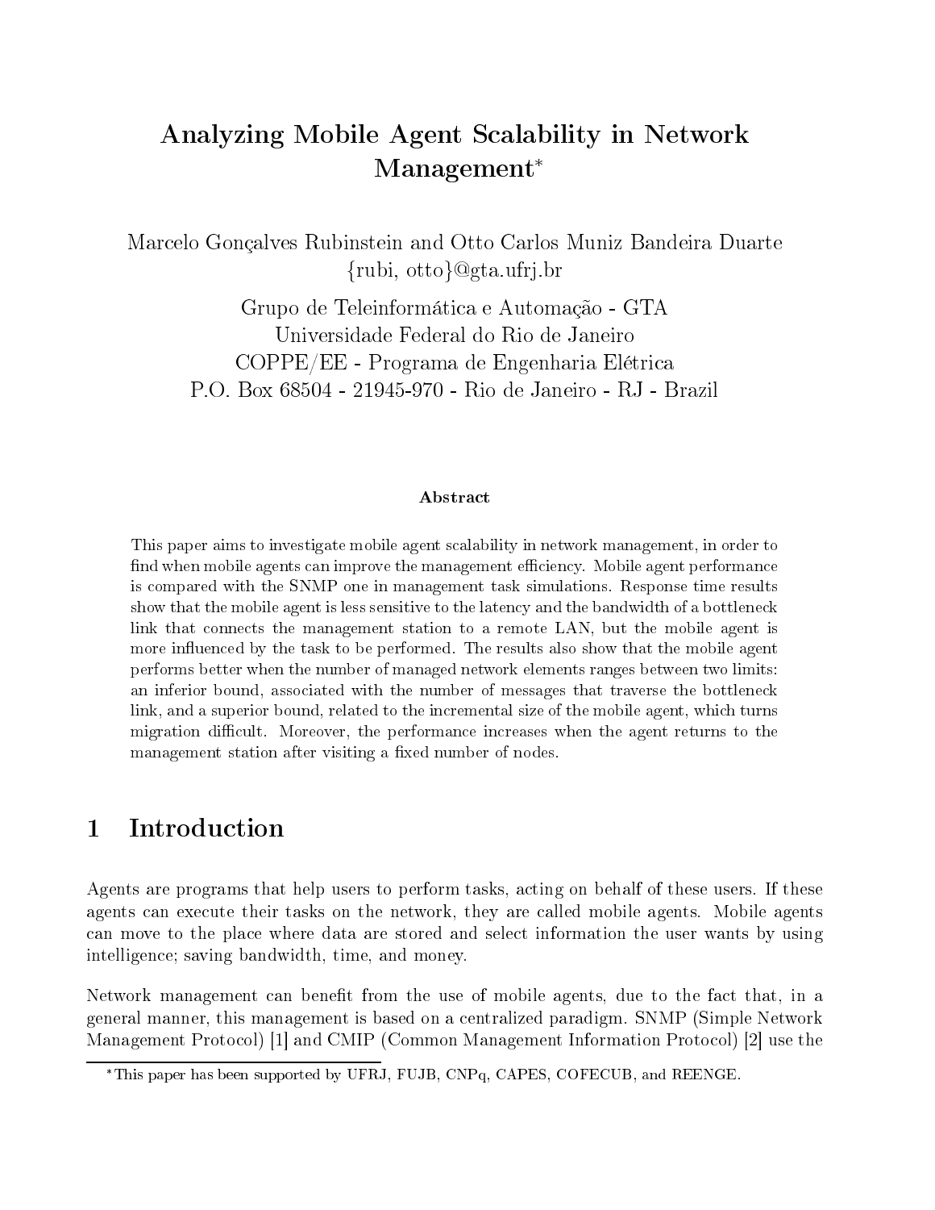# Analyzing Mobile Agent Scalability in Network Management*

Marcelo Gonçalves Rubinstein and Otto Carlos Muniz Bandeira Duarte
{rubi, otto}@gta.ufrj.br

Grupo de Teleinformática e Automação - GTA
Universidade Federal do Rio de Janeiro
COPPE/EE - Programa de Engenharia Elétrica
P.O. Box 68504 - 21945-970 - Rio de Janeiro - RJ - Brazil

### Abstract

This paper aims to investigate mobile agent scalability in network management, in order to find when mobile agents can improve the management efficiency. Mobile agent performance is compared with the SNMP one in management task simulations. Response time results show that the mobile agent is less sensitive to the latency and the bandwidth of a bottleneck link that connects the management station to a remote LAN, but the mobile agent is more influenced by the task to be performed. The results also show that the mobile agent performs better when the number of managed network elements ranges between two limits: an inferior bound, associated with the number of messages that traverse the bottleneck link, and a superior bound, related to the incremental size of the mobile agent, which turns migration difficult. Moreover, the performance increases when the agent returns to the management station after visiting a fixed number of nodes.

## 1 Introduction

Agents are programs that help users to perform tasks, acting on behalf of these users. If these agents can execute their tasks on the network, they are called mobile agents. Mobile agents can move to the place where data are stored and select information the user wants by using intelligence; saving bandwidth, time, and money.

Network management can benefit from the use of mobile agents, due to the fact that, in a general manner, this management is based on a centralized paradigm. SNMP (Simple Network Management Protocol) [1] and CMIP (Common Management Information Protocol) [2] use the

*This paper has been supported by UFRJ, FUJB, CNPq, CAPES, COFECUB, and REENGE.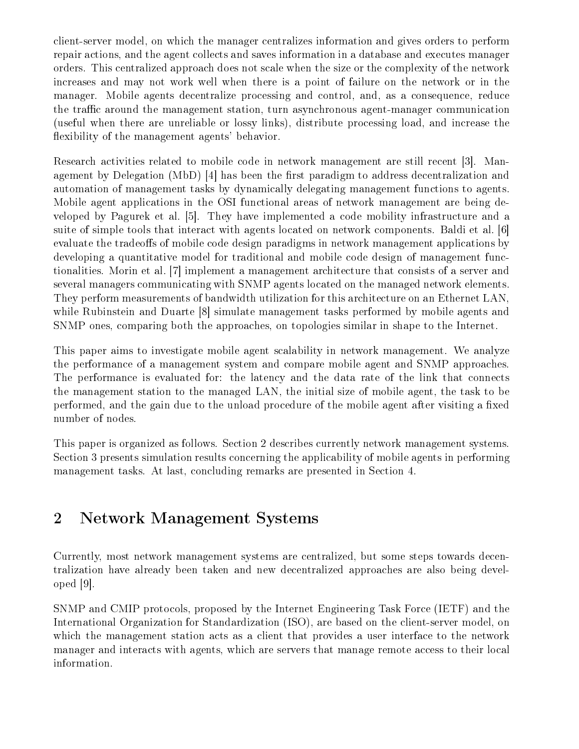client-server model, on which the manager centralizes information and gives orders to perform repair actions, and the agent collects and saves information in a database and executes manager orders. This centralized approach does not scale when the size or the complexity of the network increases and may not work well when there is a point of failure on the network or in the manager. Mobile agents decentralize processing and control, and, as a consequence, reduce the traffic around the management station, turn asynchronous agent-manager communication (useful when there are unreliable or lossy links), distribute processing load, and increase the flexibility of the management agents' behavior.

Research activities related to mobile code in network management are still recent [3]. Management by Delegation (MbD) [4] has been the first paradigm to address decentralization and automation of management tasks by dynamically delegating management functions to agents. Mobile agent applications in the OSI functional areas of network management are being developed by Pagurek et al. [5]. They have implemented a code mobility infrastructure and a suite of simple tools that interact with agents located on network components. Baldi et al. [6] evaluate the tradeoffs of mobile code design paradigms in network management applications by developing a quantitative model for traditional and mobile code design of management functionalities. Morin et al. [7] implement a management architecture that consists of a server and several managers communicating with SNMP agents located on the managed network elements. They perform measurements of bandwidth utilization for this architecture on an Ethernet LAN, while Rubinstein and Duarte [8] simulate management tasks performed by mobile agents and SNMP ones, comparing both the approaches, on topologies similar in shape to the Internet.

This paper aims to investigate mobile agent scalability in network management. We analyze the performance of a management system and compare mobile agent and SNMP approaches. The performance is evaluated for: the latency and the data rate of the link that connects the management station to the managed LAN, the initial size of mobile agent, the task to be performed, and the gain due to the unload procedure of the mobile agent after visiting a fixed number of nodes.

This paper is organized as follows. Section 2 describes currently network management systems. Section 3 presents simulation results concerning the applicability of mobile agents in performing management tasks. At last, concluding remarks are presented in Section 4.

## 2 Network Management Systems

Currently, most network management systems are centralized, but some steps towards decentralization have already been taken and new decentralized approaches are also being developed [9].

SNMP and CMIP protocols, proposed by the Internet Engineering Task Force (IETF) and the International Organization for Standardization (ISO), are based on the client-server model, on which the management station acts as a client that provides a user interface to the network manager and interacts with agents, which are servers that manage remote access to their local information.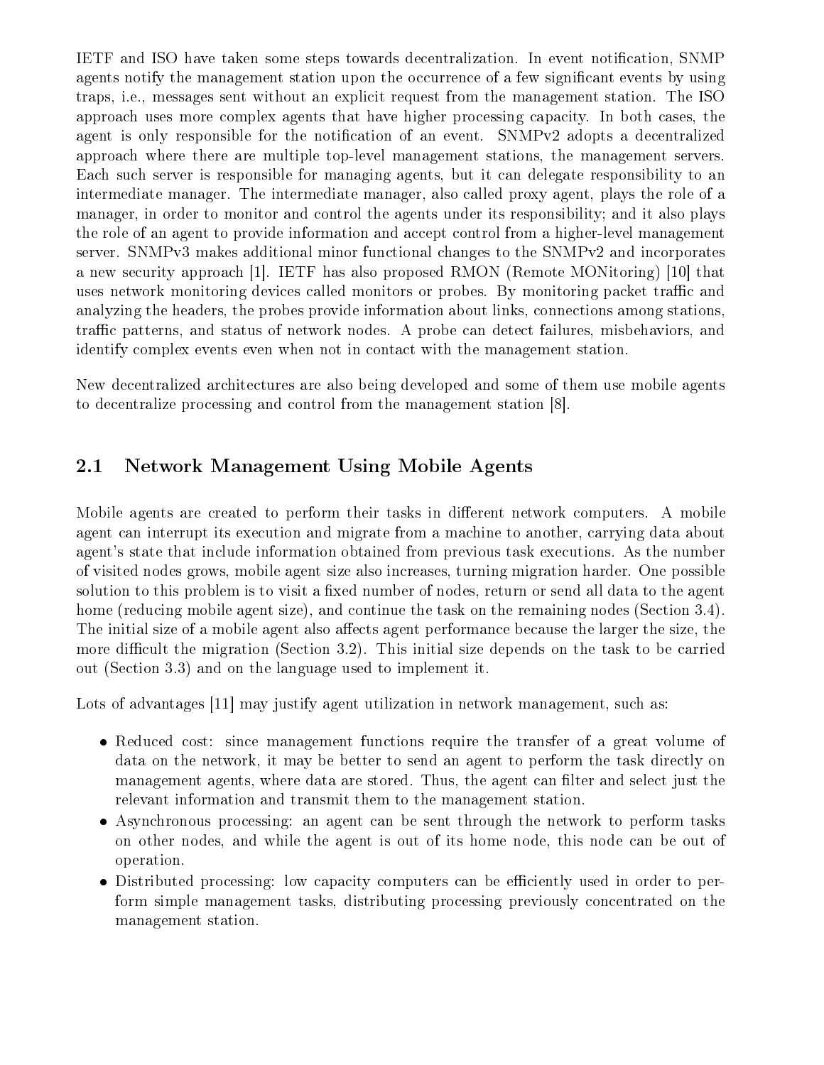IETF and ISO have taken some steps towards decentralization. In event notification, SNMP agents notify the management station upon the occurrence of a few significant events by using traps, i.e., messages sent without an explicit request from the management station. The ISO approach uses more complex agents that have higher processing capacity. In both cases, the agent is only responsible for the notification of an event. SNMPv2 adopts a decentralized approach where there are multiple top-level management stations, the management servers. Each such server is responsible for managing agents, but it can delegate responsibility to an intermediate manager. The intermediate manager, also called proxy agent, plays the role of a manager, in order to monitor and control the agents under its responsibility; and it also plays the role of an agent to provide information and accept control from a higher-level management server. SNMPv3 makes additional minor functional changes to the SNMPv2 and incorporates a new security approach [1]. IETF has also proposed RMON (Remote MONitoring) [10] that uses network monitoring devices called monitors or probes. By monitoring packet traffic and analyzing the headers, the probes provide information about links, connections among stations, traffic patterns, and status of network nodes. A probe can detect failures, misbehaviors, and identify complex events even when not in contact with the management station.

New decentralized architectures are also being developed and some of them use mobile agents to decentralize processing and control from the management station [8].

## 2.1 Network Management Using Mobile Agents

Mobile agents are created to perform their tasks in different network computers. A mobile agent can interrupt its execution and migrate from a machine to another, carrying data about agent's state that include information obtained from previous task executions. As the number of visited nodes grows, mobile agent size also increases, turning migration harder. One possible solution to this problem is to visit a fixed number of nodes, return or send all data to the agent home (reducing mobile agent size), and continue the task on the remaining nodes (Section 3.4). The initial size of a mobile agent also affects agent performance because the larger the size, the more difficult the migration (Section 3.2). This initial size depends on the task to be carried out (Section 3.3) and on the language used to implement it.

Lots of advantages [11] may justify agent utilization in network management, such as:

- Reduced cost: since management functions require the transfer of a great volume of data on the network, it may be better to send an agent to perform the task directly on management agents, where data are stored. Thus, the agent can filter and select just the relevant information and transmit them to the management station.
- Asynchronous processing: an agent can be sent through the network to perform tasks on other nodes, and while the agent is out of its home node, this node can be out of operation.
- Distributed processing: low capacity computers can be efficiently used in order to perform simple management tasks, distributing processing previously concentrated on the management station.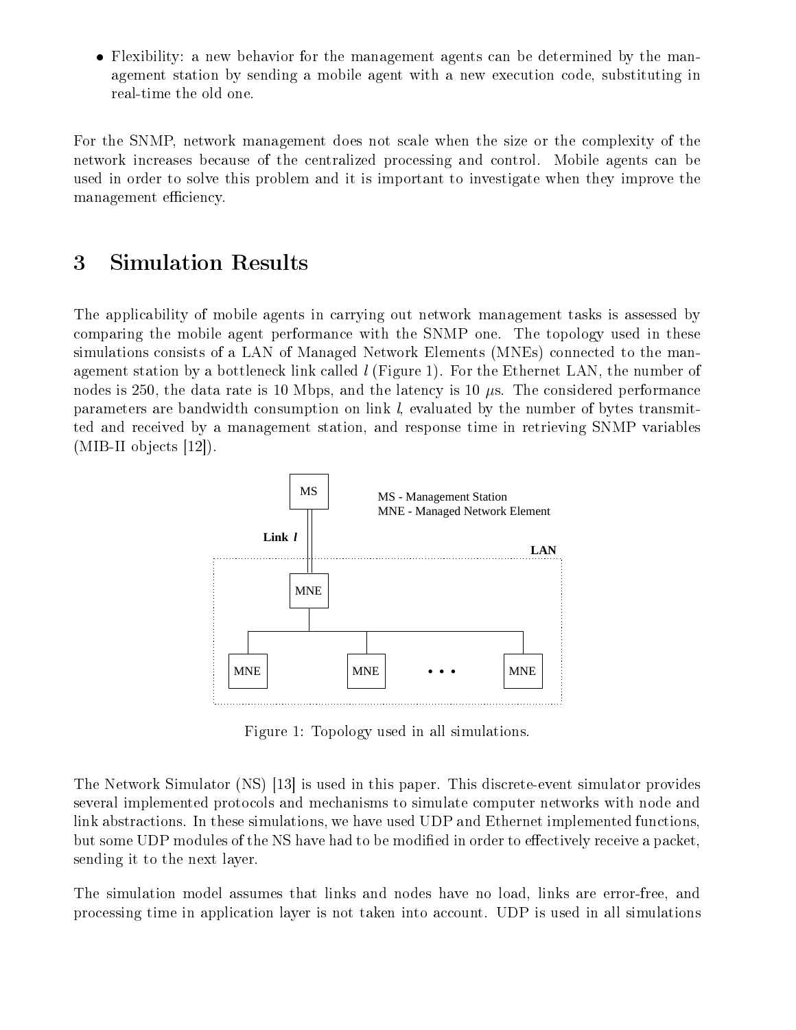- Flexibility: a new behavior for the management agents can be determined by the management station by sending a mobile agent with a new execution code, substituting in real-time the old one.

For the SNMP, network management does not scale when the size or the complexity of the network increases because of the centralized processing and control. Mobile agents can be used in order to solve this problem and it is important to investigate when they improve the management efficiency.

# 3 Simulation Results

The applicability of mobile agents in carrying out network management tasks is assessed by comparing the mobile agent performance with the SNMP one. The topology used in these simulations consists of a LAN of Managed Network Elements (MNEs) connected to the management station by a bottleneck link called $l$ (Figure 1). For the Ethernet LAN, the number of nodes is 250, the data rate is 10 Mbps, and the latency is 10 $\mu$s. The considered performance parameters are bandwidth consumption on link $l$, evaluated by the number of bytes transmitted and received by a management station, and response time in retrieving SNMP variables (MIB-II objects [12]).

Figure 1: Topology used in all simulations.

The Network Simulator (NS) [13] is used in this paper. This discrete-event simulator provides several implemented protocols and mechanisms to simulate computer networks with node and link abstractions. In these simulations, we have used UDP and Ethernet implemented functions, but some UDP modules of the NS have had to be modified in order to effectively receive a packet, sending it to the next layer.

The simulation model assumes that links and nodes have no load, links are error-free, and processing time in application layer is not taken into account. UDP is used in all simulations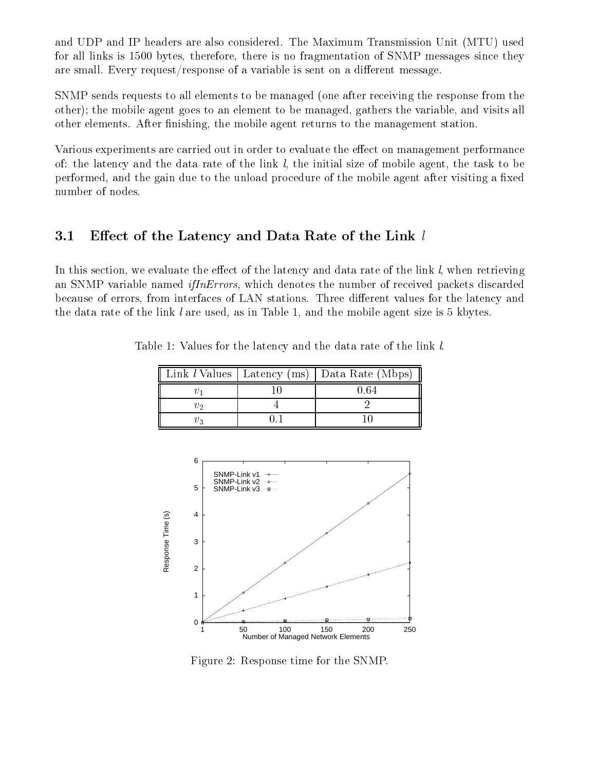and UDP and IP headers are also considered. The Maximum Transmission Unit (MTU) used for all links is 1500 bytes, therefore, there is no fragmentation of SNMP messages since they are small. Every request/response of a variable is sent on a different message.

SNMP sends requests to all elements to be managed (one after receiving the response from the other); the mobile agent goes to an element to be managed, gathers the variable, and visits all other elements. After finishing, the mobile agent returns to the management station.

Various experiments are carried out in order to evaluate the effect on management performance of: the latency and the data rate of the link $l$, the initial size of mobile agent, the task to be performed, and the gain due to the unload procedure of the mobile agent after visiting a fixed number of nodes.

## 3.1 Effect of the Latency and Data Rate of the Link $l$

In this section, we evaluate the effect of the latency and data rate of the link $l$, when retrieving an SNMP variable named *ifInErrors*, which denotes the number of received packets discarded because of errors, from interfaces of LAN stations. Three different values for the latency and the data rate of the link $l$ are used, as in Table 1, and the mobile agent size is 5 kbytes.

Table 1: Values for the latency and the data rate of the link $l$.

| Link $l$ Values | Latency (ms) | Data Rate (Mbps) |
|---|---|---|
| $v_1$ | 10 | 0.64 |
| $v_2$ | 4 | 2 |
| $v_3$ | 0.1 | 10 |

Figure 2: Response time for the SNMP.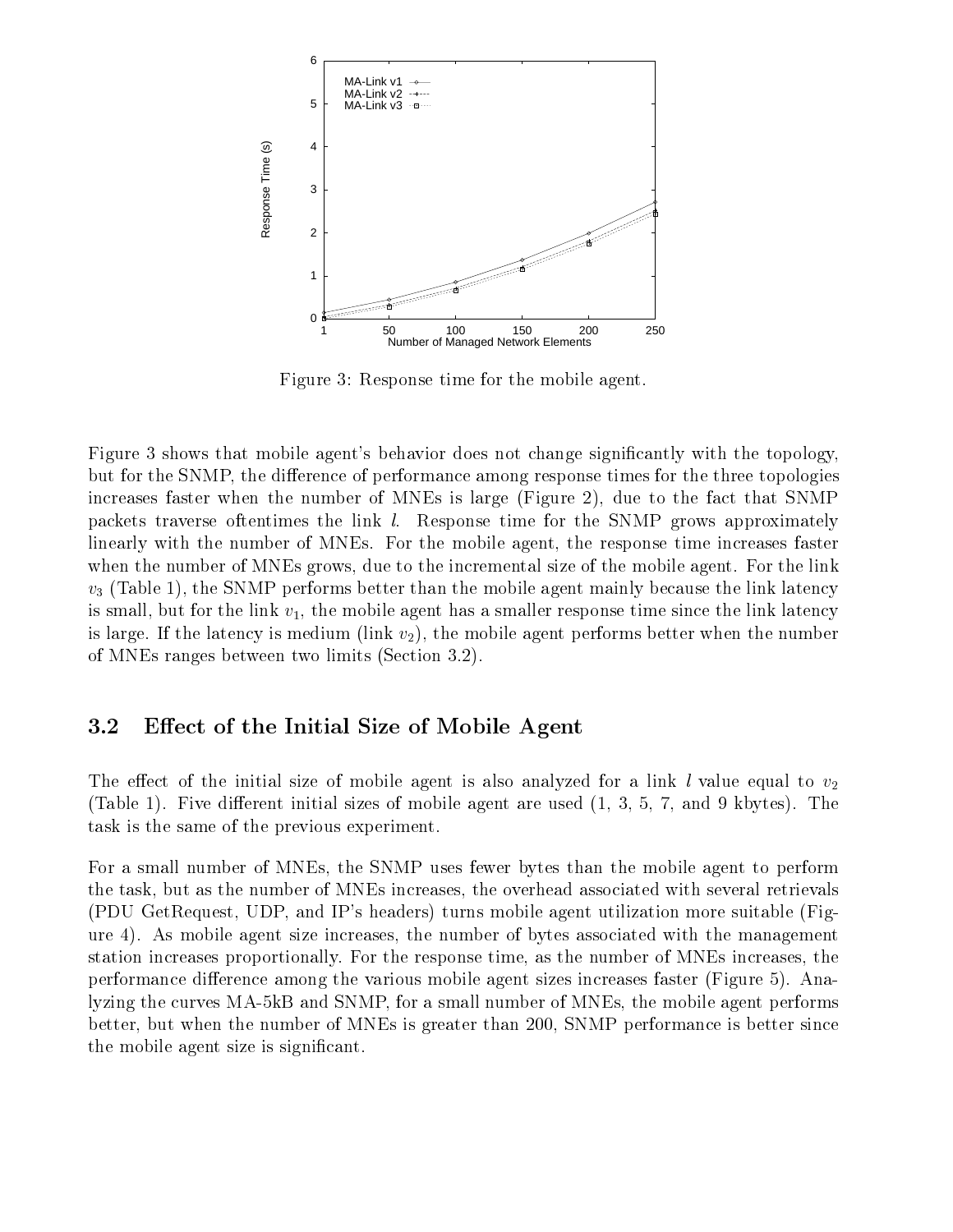Figure 3: Response time for the mobile agent.

Figure 3 shows that mobile agent's behavior does not change significantly with the topology, but for the SNMP, the difference of performance among response times for the three topologies increases faster when the number of MNEs is large (Figure 2), due to the fact that SNMP packets traverse oftentimes the link $l$. Response time for the SNMP grows approximately linearly with the number of MNEs. For the mobile agent, the response time increases faster when the number of MNEs grows, due to the incremental size of the mobile agent. For the link $v_3$ (Table 1), the SNMP performs better than the mobile agent mainly because the link latency is small, but for the link $v_1$, the mobile agent has a smaller response time since the link latency is large. If the latency is medium (link $v_2$), the mobile agent performs better when the number of MNEs ranges between two limits (Section 3.2).

## 3.2 Effect of the Initial Size of Mobile Agent

The effect of the initial size of mobile agent is also analyzed for a link $l$ value equal to $v_2$ (Table 1). Five different initial sizes of mobile agent are used (1, 3, 5, 7, and 9 kbytes). The task is the same of the previous experiment.

For a small number of MNEs, the SNMP uses fewer bytes than the mobile agent to perform the task, but as the number of MNEs increases, the overhead associated with several retrievals (PDU GetRequest, UDP, and IP's headers) turns mobile agent utilization more suitable (Figure 4). As mobile agent size increases, the number of bytes associated with the management station increases proportionally. For the response time, as the number of MNEs increases, the performance difference among the various mobile agent sizes increases faster (Figure 5). Analyzing the curves MA-5kB and SNMP, for a small number of MNEs, the mobile agent performs better, but when the number of MNEs is greater than 200, SNMP performance is better since the mobile agent size is significant.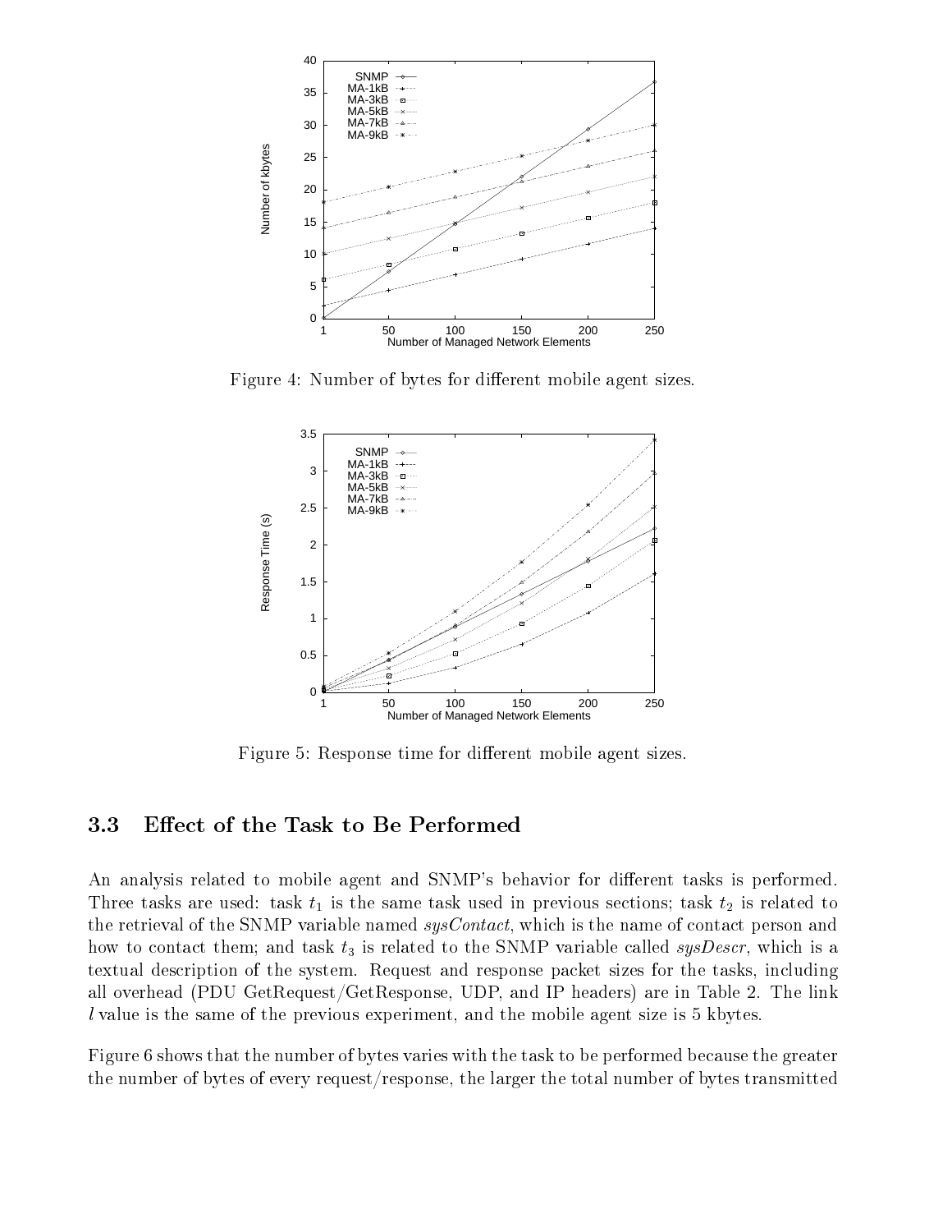Figure 4: Number of bytes for different mobile agent sizes.

Figure 5: Response time for different mobile agent sizes.

### 3.3 Effect of the Task to Be Performed

An analysis related to mobile agent and SNMP's behavior for different tasks is performed. Three tasks are used: task $t_1$ is the same task used in previous sections; task $t_2$ is related to the retrieval of the SNMP variable named *sysContact*, which is the name of contact person and how to contact them; and task $t_3$ is related to the SNMP variable called *sysDescr*, which is a textual description of the system. Request and response packet sizes for the tasks, including all overhead (PDU GetRequest/GetResponse, UDP, and IP headers) are in Table 2. The link $l$ value is the same of the previous experiment, and the mobile agent size is 5 kbytes.

Figure 6 shows that the number of bytes varies with the task to be performed because the greater the number of bytes of every request/response, the larger the total number of bytes transmitted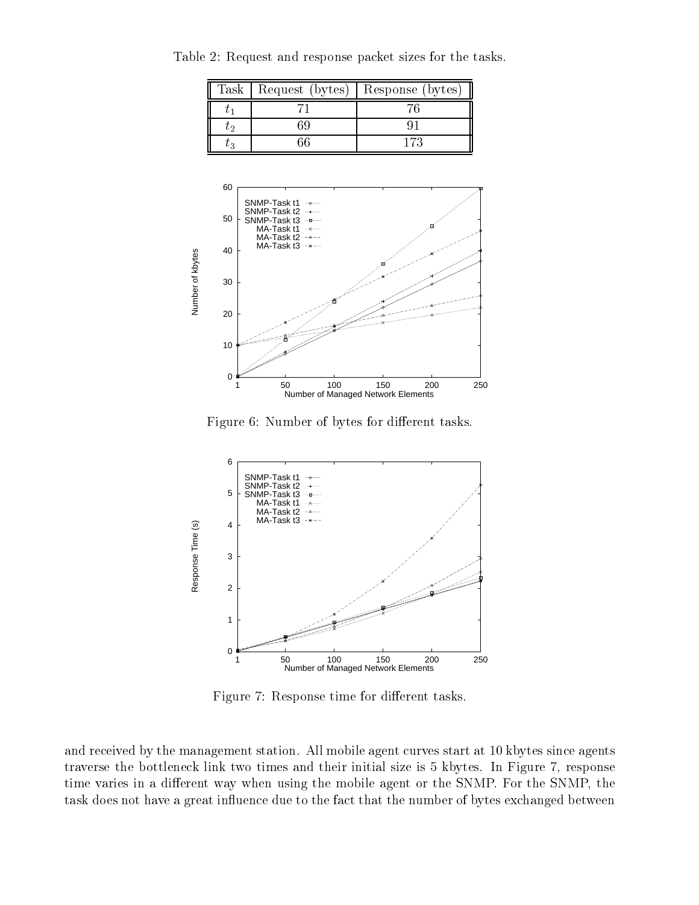Table 2: Request and response packet sizes for the tasks.

| Task | Request (bytes) | Response (bytes) |
| --- | --- | --- |
| $t_1$ | 71 | 76 |
| $t_2$ | 69 | 91 |
| $t_3$ | 66 | 173 |

Figure 6: Number of bytes for different tasks.

Figure 7: Response time for different tasks.

and received by the management station. All mobile agent curves start at 10 kbytes since agents traverse the bottleneck link two times and their initial size is 5 kbytes. In Figure 7, response time varies in a different way when using the mobile agent or the SNMP. For the SNMP, the task does not have a great influence due to the fact that the number of bytes exchanged between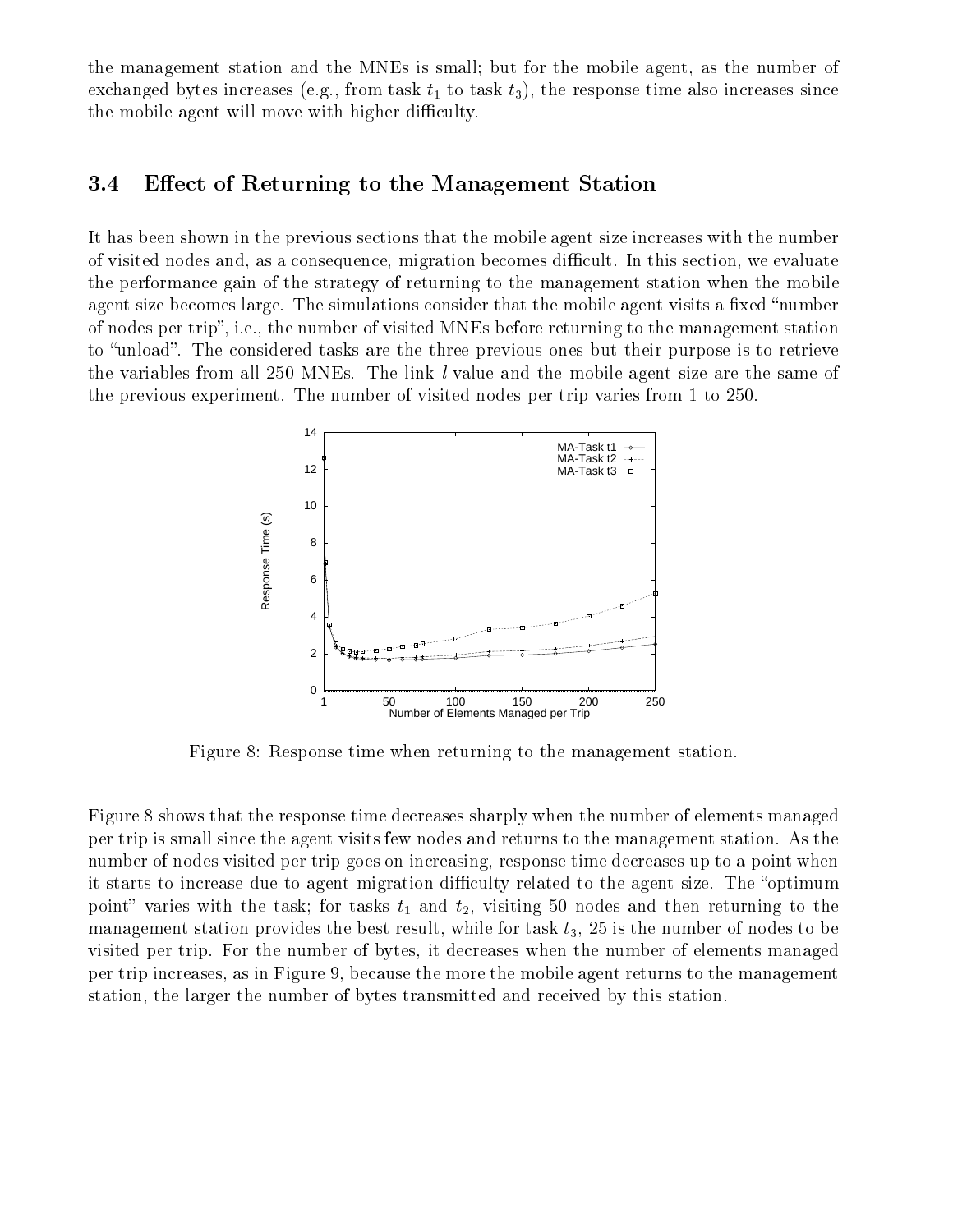the management station and the MNEs is small; but for the mobile agent, as the number of exchanged bytes increases (e.g., from task $t_1$ to task $t_3$), the response time also increases since the mobile agent will move with higher difficulty.

### 3.4 Effect of Returning to the Management Station

It has been shown in the previous sections that the mobile agent size increases with the number of visited nodes and, as a consequence, migration becomes difficult. In this section, we evaluate the performance gain of the strategy of returning to the management station when the mobile agent size becomes large. The simulations consider that the mobile agent visits a fixed "number of nodes per trip", i.e., the number of visited MNEs before returning to the management station to "unload". The considered tasks are the three previous ones but their purpose is to retrieve the variables from all 250 MNEs. The link $l$ value and the mobile agent size are the same of the previous experiment. The number of visited nodes per trip varies from 1 to 250.

Figure 8: Response time when returning to the management station.

Figure 8 shows that the response time decreases sharply when the number of elements managed per trip is small since the agent visits few nodes and returns to the management station. As the number of nodes visited per trip goes on increasing, response time decreases up to a point when it starts to increase due to agent migration difficulty related to the agent size. The "optimum point" varies with the task; for tasks $t_1$ and $t_2$, visiting 50 nodes and then returning to the management station provides the best result, while for task $t_3$, 25 is the number of nodes to be visited per trip. For the number of bytes, it decreases when the number of elements managed per trip increases, as in Figure 9, because the more the mobile agent returns to the management station, the larger the number of bytes transmitted and received by this station.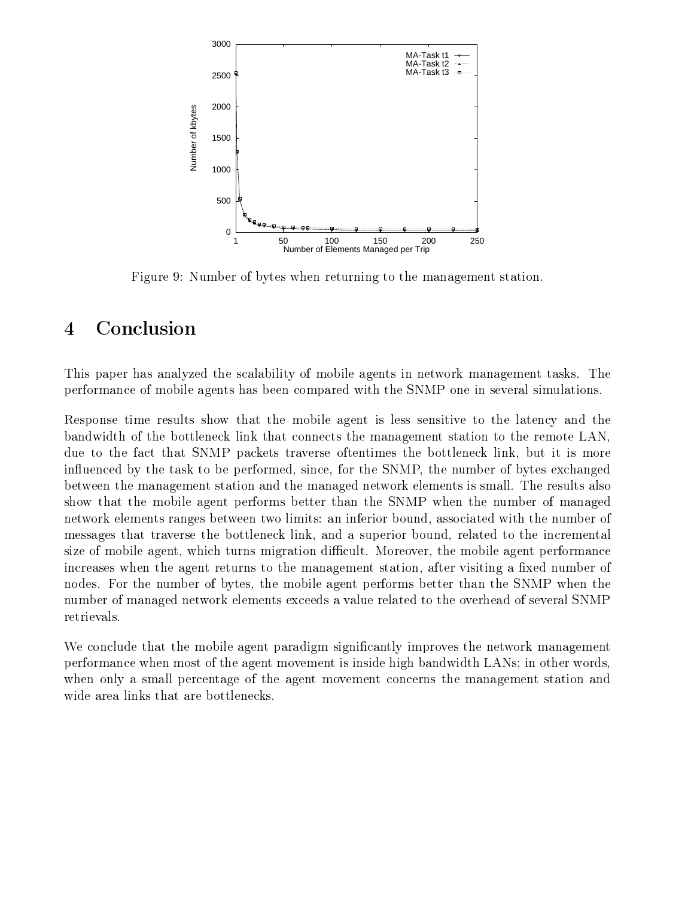Figure 9: Number of bytes when returning to the management station.

# 4 Conclusion

This paper has analyzed the scalability of mobile agents in network management tasks. The performance of mobile agents has been compared with the SNMP one in several simulations.

Response time results show that the mobile agent is less sensitive to the latency and the bandwidth of the bottleneck link that connects the management station to the remote LAN, due to the fact that SNMP packets traverse oftentimes the bottleneck link, but it is more influenced by the task to be performed, since, for the SNMP, the number of bytes exchanged between the management station and the managed network elements is small. The results also show that the mobile agent performs better than the SNMP when the number of managed network elements ranges between two limits: an inferior bound, associated with the number of messages that traverse the bottleneck link, and a superior bound, related to the incremental size of mobile agent, which turns migration difficult. Moreover, the mobile agent performance increases when the agent returns to the management station, after visiting a fixed number of nodes. For the number of bytes, the mobile agent performs better than the SNMP when the number of managed network elements exceeds a value related to the overhead of several SNMP retrievals.

We conclude that the mobile agent paradigm significantly improves the network management performance when most of the agent movement is inside high bandwidth LANs; in other words, when only a small percentage of the agent movement concerns the management station and wide area links that are bottlenecks.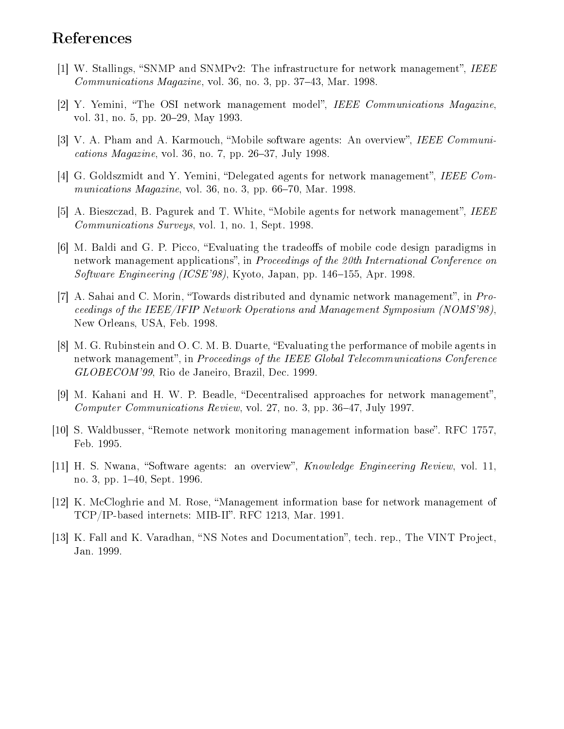## References

[1] W. Stallings, "SNMP and SNMPv2: The infrastructure for network management", *IEEE Communications Magazine*, vol. 36, no. 3, pp. 37–43, Mar. 1998.

[2] Y. Yemini, "The OSI network management model", *IEEE Communications Magazine*, vol. 31, no. 5, pp. 20–29, May 1993.

[3] V. A. Pham and A. Karmouch, "Mobile software agents: An overview", *IEEE Communications Magazine*, vol. 36, no. 7, pp. 26–37, July 1998.

[4] G. Goldszmidt and Y. Yemini, "Delegated agents for network management", *IEEE Communications Magazine*, vol. 36, no. 3, pp. 66–70, Mar. 1998.

[5] A. Bieszczad, B. Pagurek and T. White, "Mobile agents for network management", *IEEE Communications Surveys*, vol. 1, no. 1, Sept. 1998.

[6] M. Baldi and G. P. Picco, "Evaluating the tradeoffs of mobile code design paradigms in network management applications", in *Proceedings of the 20th International Conference on Software Engineering (ICSE'98)*, Kyoto, Japan, pp. 146–155, Apr. 1998.

[7] A. Sahai and C. Morin, "Towards distributed and dynamic network management", in *Proceedings of the IEEE/IFIP Network Operations and Management Symposium (NOMS'98)*, New Orleans, USA, Feb. 1998.

[8] M. G. Rubinstein and O. C. M. B. Duarte, "Evaluating the performance of mobile agents in network management", in *Proceedings of the IEEE Global Telecommunications Conference GLOBECOM'99*, Rio de Janeiro, Brazil, Dec. 1999.

[9] M. Kahani and H. W. P. Beadle, "Decentralised approaches for network management", *Computer Communications Review*, vol. 27, no. 3, pp. 36–47, July 1997.

[10] S. Waldbusser, "Remote network monitoring management information base". RFC 1757, Feb. 1995.

[11] H. S. Nwana, "Software agents: an overview", *Knowledge Engineering Review*, vol. 11, no. 3, pp. 1–40, Sept. 1996.

[12] K. McCloghrie and M. Rose, "Management information base for network management of TCP/IP-based internets: MIB-II". RFC 1213, Mar. 1991.

[13] K. Fall and K. Varadhan, "NS Notes and Documentation", tech. rep., The VINT Project, Jan. 1999.